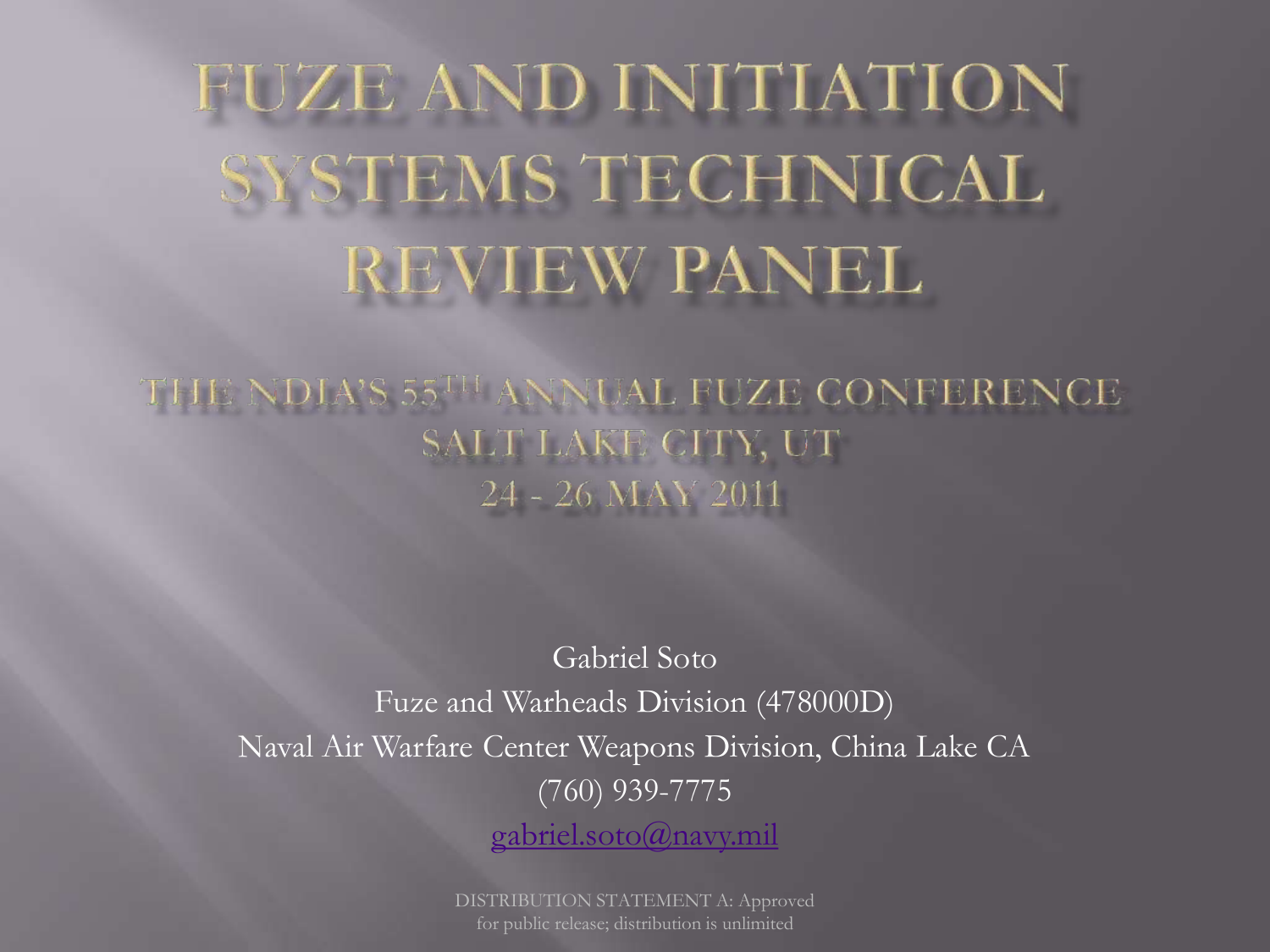# FUZE AND INITIATION SYSTEMS TECHNICAL REVIEW PANEL

## THE NDIA'S 55TH ANNUAL FUZE CONFERENCE
## SALT LAKE CITY, UT
## 24 - 26 MAY 2011

Gabriel Soto
Fuze and Warheads Division (478000D)
Naval Air Warfare Center Weapons Division, China Lake CA
(760) 939-7775
gabriel.soto@navy.mil

DISTRIBUTION STATEMENT A: Approved for public release; distribution is unlimited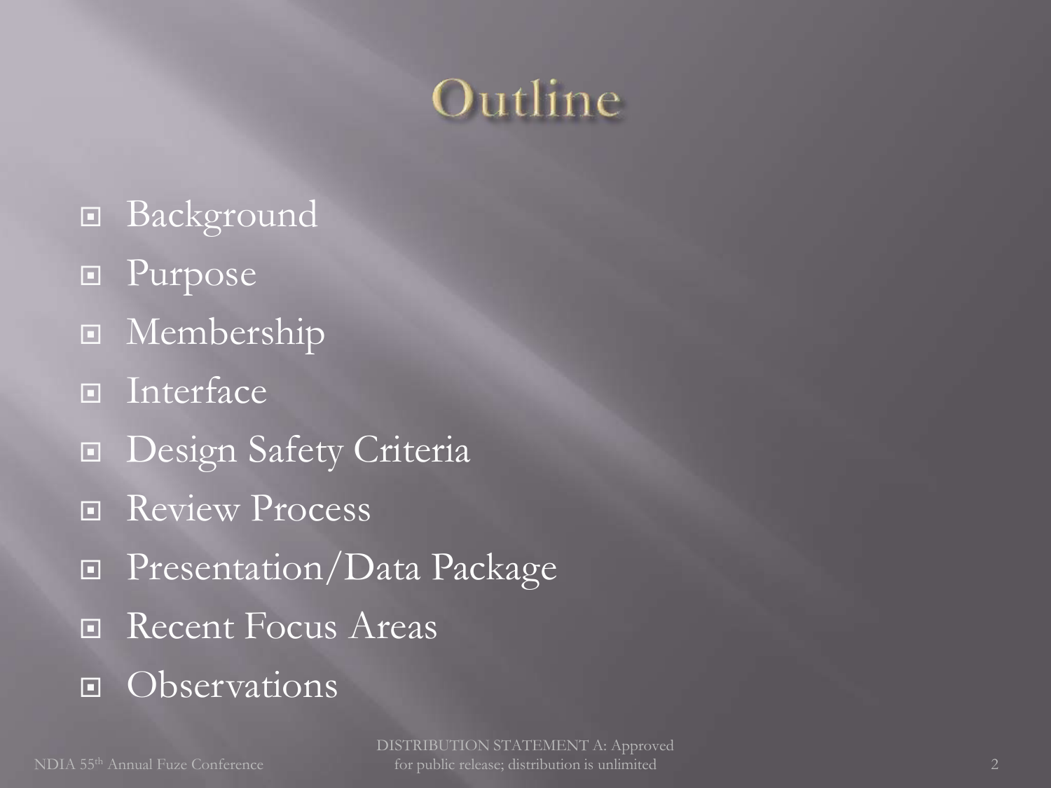# Outline

- Background
- Purpose
- Membership
- Interface
- Design Safety Criteria
- Review Process
- Presentation/Data Package
- Recent Focus Areas
- Observations

DISTRIBUTION STATEMENT A: Approved for public release; distribution is unlimited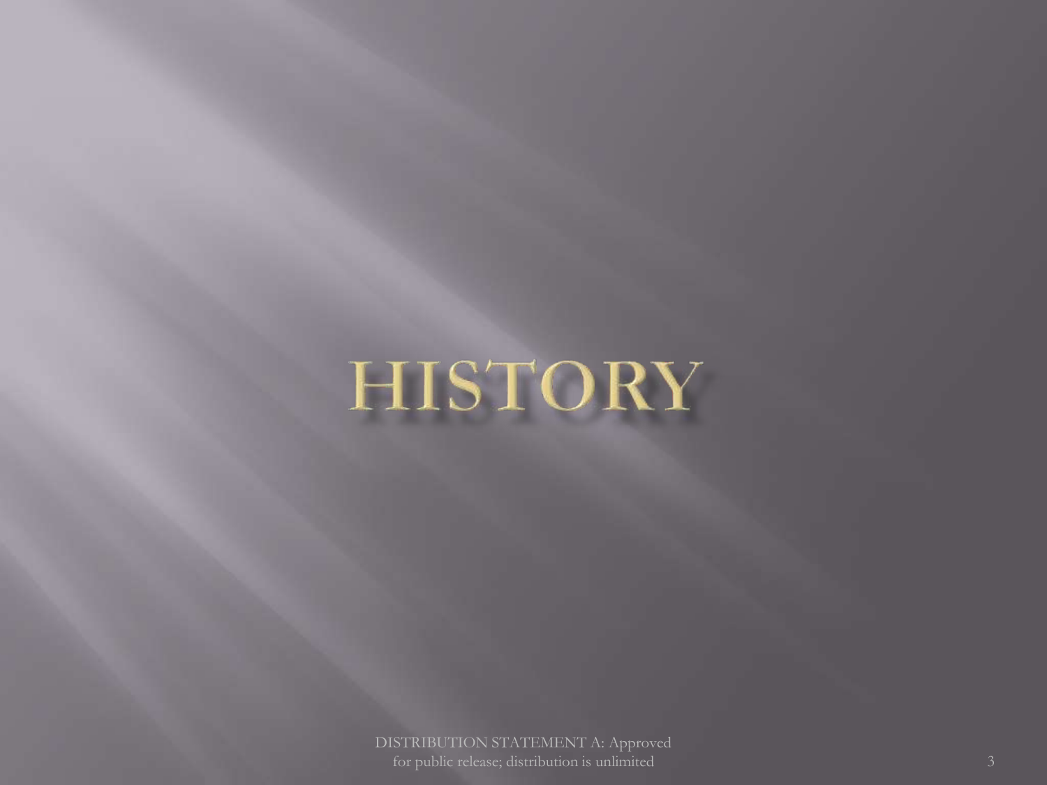# HISTORY

DISTRIBUTION STATEMENT A: Approved for public release; distribution is unlimited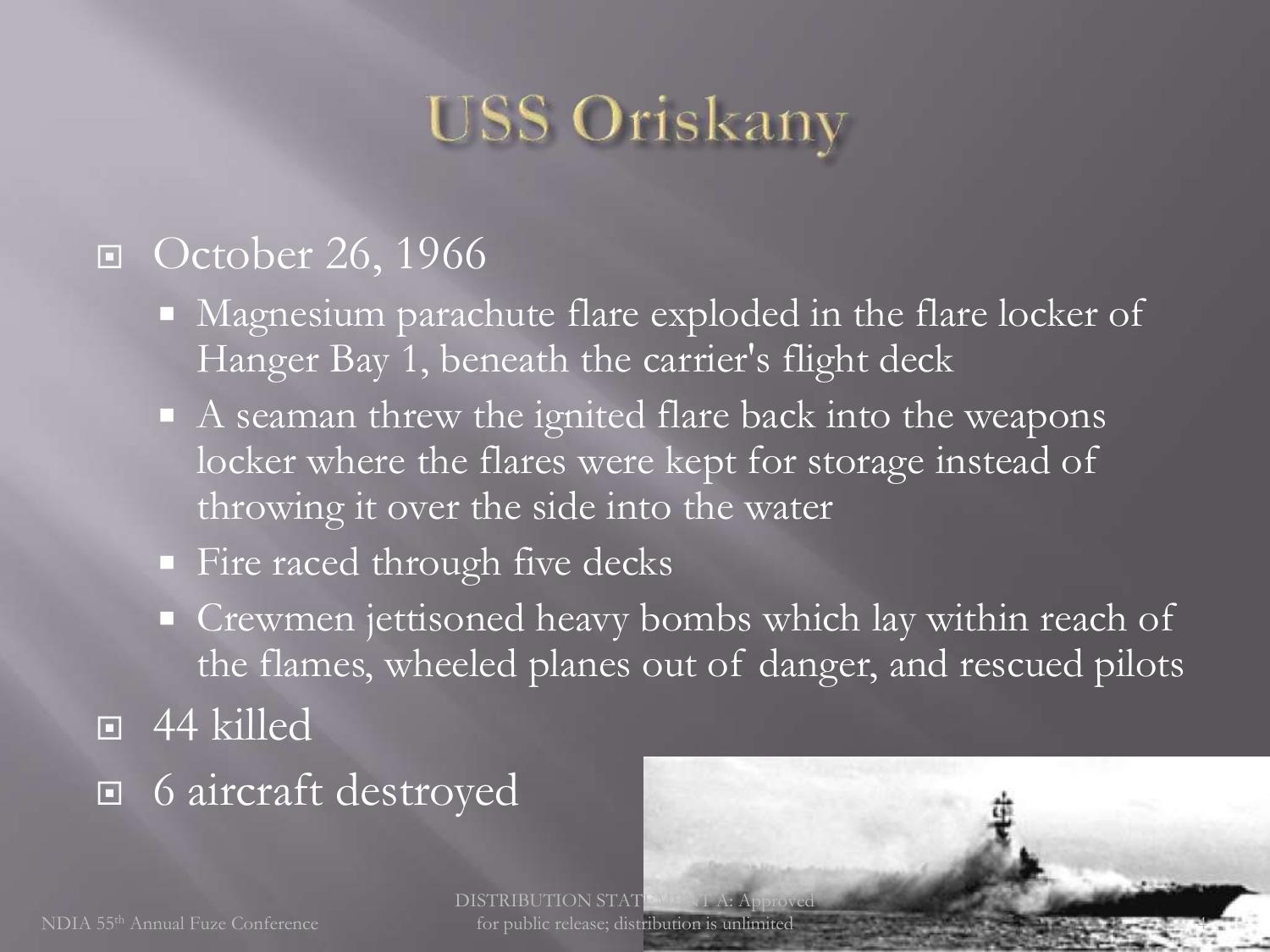# USS Oriskany

- October 26, 1966
  - Magnesium parachute flare exploded in the flare locker of Hanger Bay 1, beneath the carrier's flight deck
  - A seaman threw the ignited flare back into the weapons locker where the flares were kept for storage instead of throwing it over the side into the water
  - Fire raced through five decks
  - Crewmen jettisoned heavy bombs which lay within reach of the flames, wheeled planes out of danger, and rescued pilots
- 44 killed
- 6 aircraft destroyed

DISTRIBUTION STATEMENT A: Approved for public release; distribution is unlimited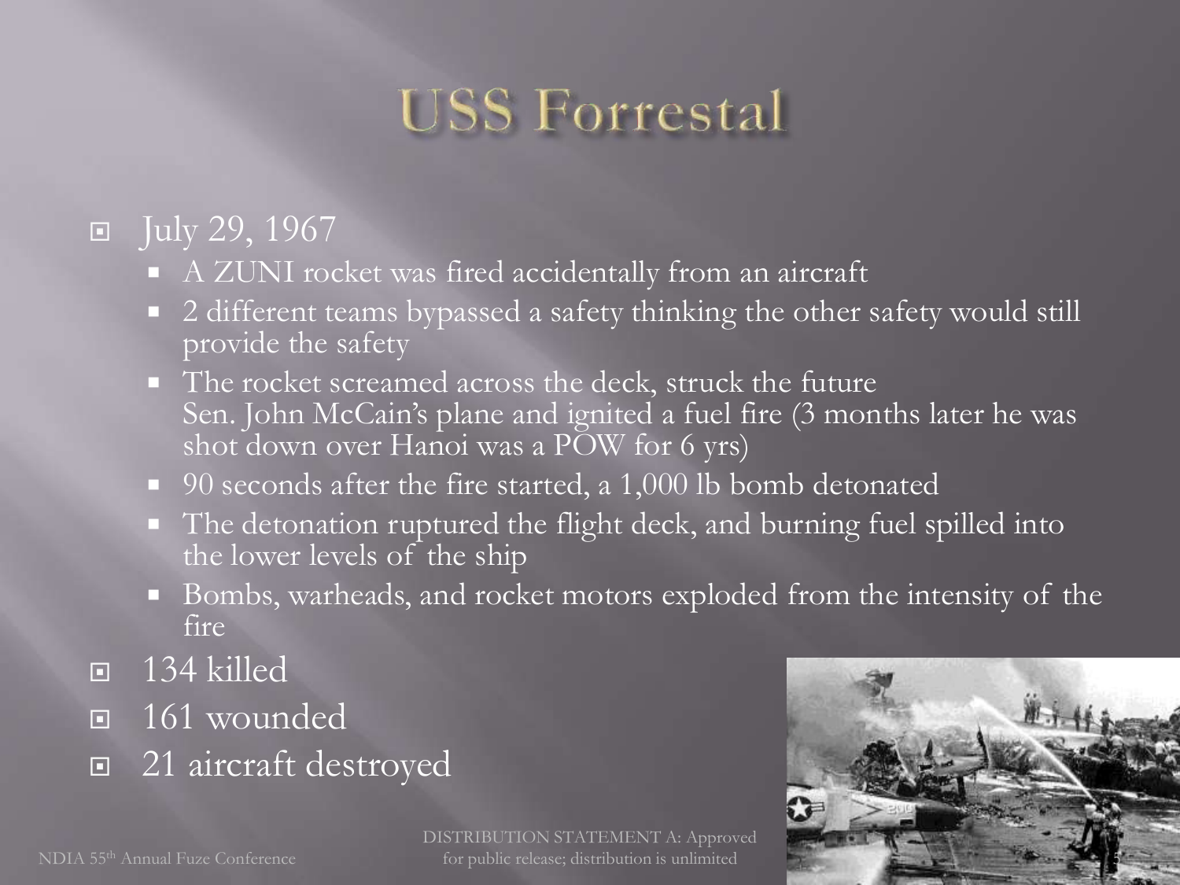# USS Forrestal

- July 29, 1967
  - A ZUNI rocket was fired accidentally from an aircraft
  - 2 different teams bypassed a safety thinking the other safety would still provide the safety
  - The rocket screamed across the deck, struck the future Sen. John McCain's plane and ignited a fuel fire (3 months later he was shot down over Hanoi was a POW for 6 yrs)
  - 90 seconds after the fire started, a 1,000 lb bomb detonated
  - The detonation ruptured the flight deck, and burning fuel spilled into the lower levels of the ship
  - Bombs, warheads, and rocket motors exploded from the intensity of the fire
- 134 killed
- 161 wounded
- 21 aircraft destroyed

DISTRIBUTION STATEMENT A: Approved for public release; distribution is unlimited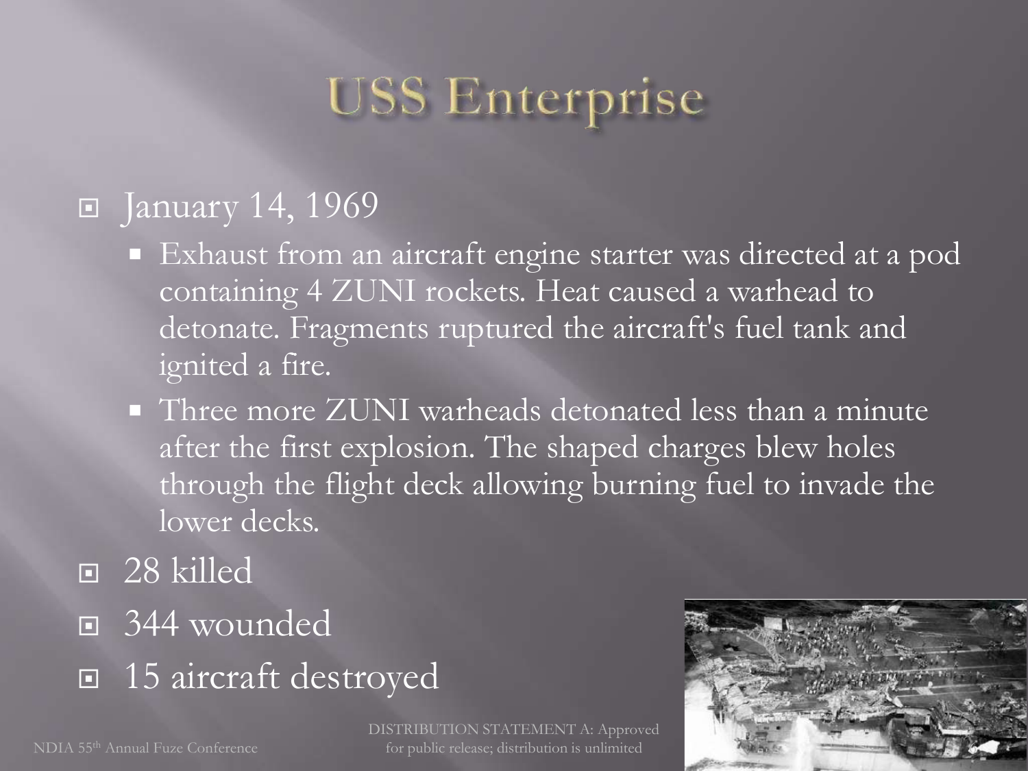# USS Enterprise

- January 14, 1969
  - Exhaust from an aircraft engine starter was directed at a pod containing 4 ZUNI rockets. Heat caused a warhead to detonate. Fragments ruptured the aircraft's fuel tank and ignited a fire.
  - Three more ZUNI warheads detonated less than a minute after the first explosion. The shaped charges blew holes through the flight deck allowing burning fuel to invade the lower decks.
- 28 killed
- 344 wounded
- 15 aircraft destroyed

DISTRIBUTION STATEMENT A: Approved for public release; distribution is unlimited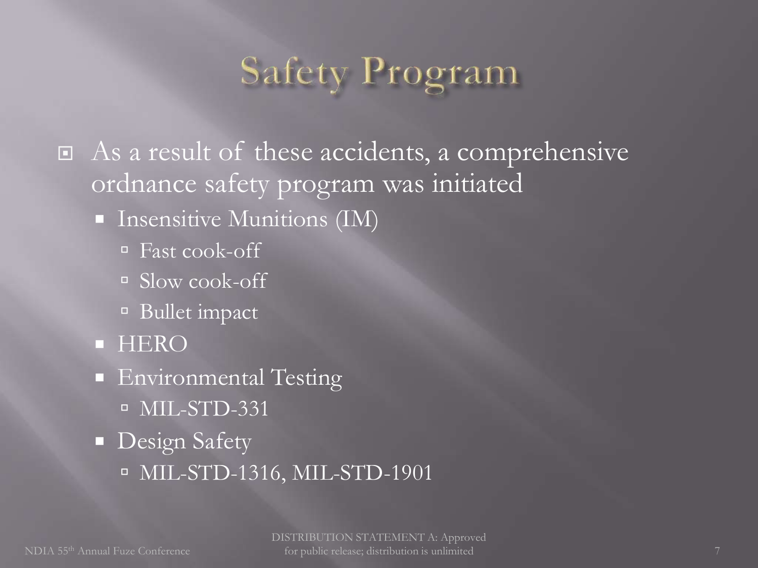# Safety Program

- As a result of these accidents, a comprehensive ordnance safety program was initiated
  - Insensitive Munitions (IM)
    - Fast cook-off
    - Slow cook-off
    - Bullet impact
  - HERO
  - Environmental Testing
    - MIL-STD-331
  - Design Safety
    - MIL-STD-1316, MIL-STD-1901

DISTRIBUTION STATEMENT A: Approved for public release; distribution is unlimited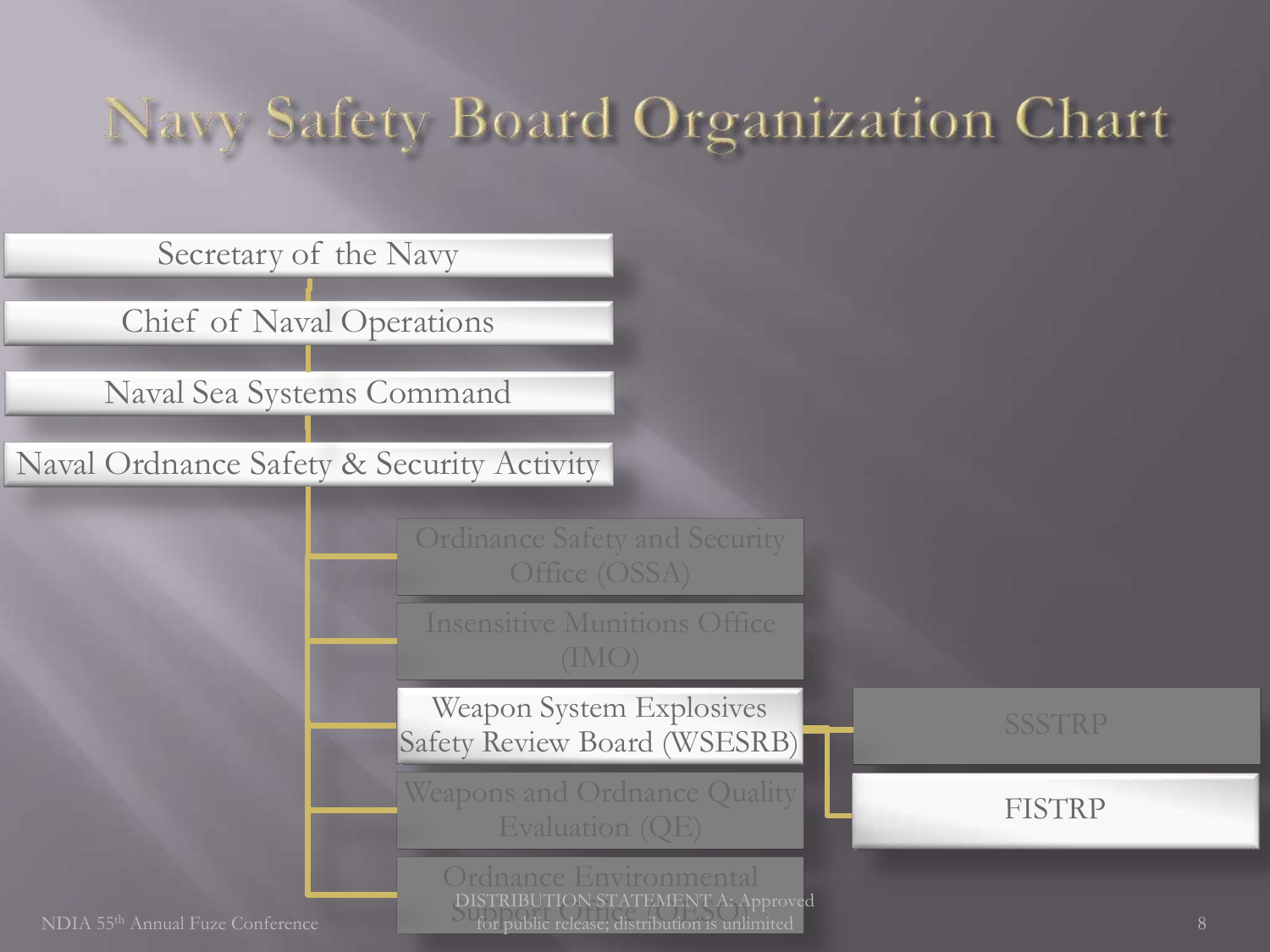# Navy Safety Board Organization Chart

- Secretary of the Navy
  - Chief of Naval Operations
    - Naval Sea Systems Command
      - Naval Ordnance Safety & Security Activity
        - Ordinance Safety and Security Office (OSSA)
        - Insensitive Munitions Office (IMO)
        - Weapon System Explosives Safety Review Board (WSESRB)
          - SSSTRP
          - FISTRP
        - Weapons and Ordnance Quality Evaluation (QE)
        - Ordnance Environmental Support Office (OESO)

DISTRIBUTION STATEMENT A: Approved for public release; distribution is unlimited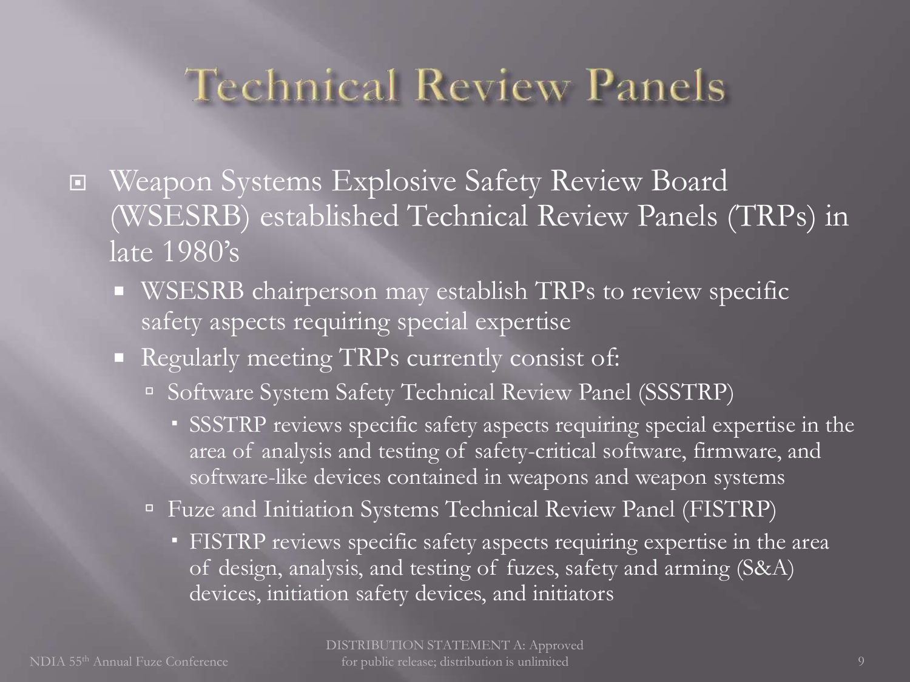# Technical Review Panels

- Weapon Systems Explosive Safety Review Board (WSESRB) established Technical Review Panels (TRPs) in late 1980's
  - WSESRB chairperson may establish TRPs to review specific safety aspects requiring special expertise
  - Regularly meeting TRPs currently consist of:
    - Software System Safety Technical Review Panel (SSSTRP)
      - SSSTRP reviews specific safety aspects requiring special expertise in the area of analysis and testing of safety-critical software, firmware, and software-like devices contained in weapons and weapon systems
    - Fuze and Initiation Systems Technical Review Panel (FISTRP)
      - FISTRP reviews specific safety aspects requiring expertise in the area of design, analysis, and testing of fuzes, safety and arming (S&A) devices, initiation safety devices, and initiators

DISTRIBUTION STATEMENT A: Approved for public release; distribution is unlimited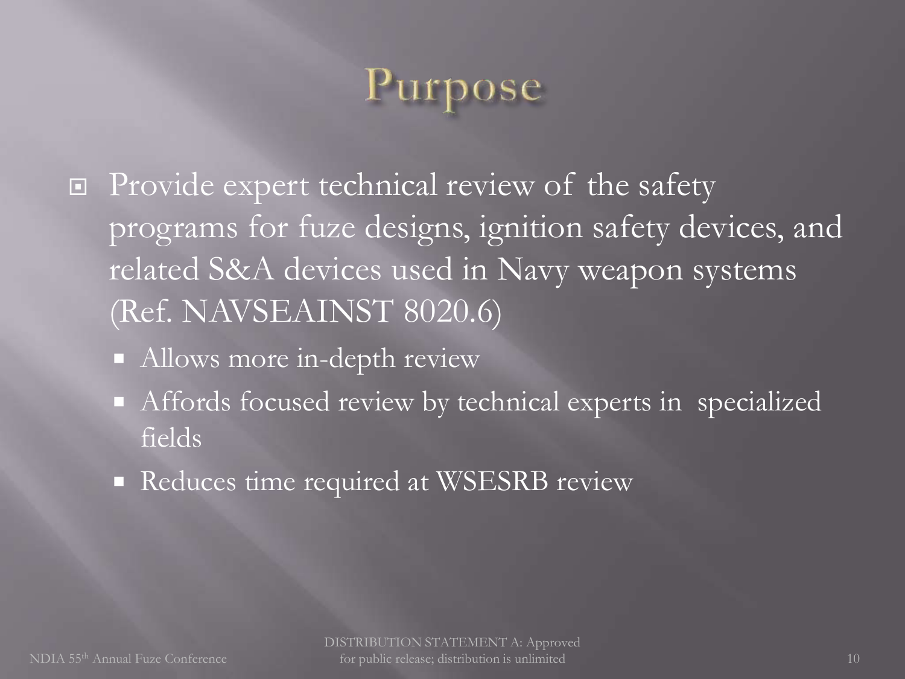# Purpose

- Provide expert technical review of the safety programs for fuze designs, ignition safety devices, and related S&A devices used in Navy weapon systems (Ref. NAVSEAINST 8020.6)
  - Allows more in-depth review
  - Affords focused review by technical experts in specialized fields
  - Reduces time required at WSESRB review

DISTRIBUTION STATEMENT A: Approved for public release; distribution is unlimited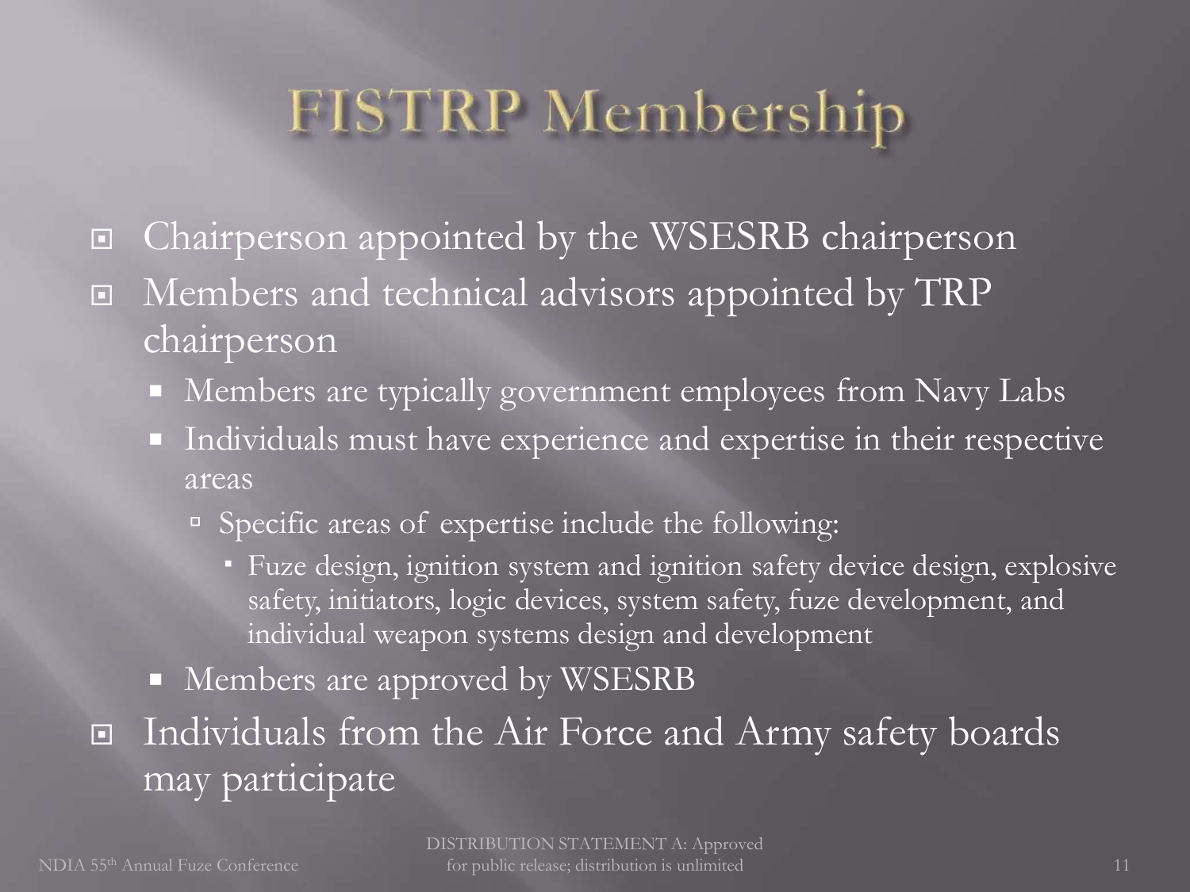# FISTRP Membership

- Chairperson appointed by the WSESRB chairperson
- Members and technical advisors appointed by TRP chairperson
  - Members are typically government employees from Navy Labs
  - Individuals must have experience and expertise in their respective areas
    - Specific areas of expertise include the following:
      - Fuze design, ignition system and ignition safety device design, explosive safety, initiators, logic devices, system safety, fuze development, and individual weapon systems design and development
  - Members are approved by WSESRB
- Individuals from the Air Force and Army safety boards may participate

DISTRIBUTION STATEMENT A: Approved for public release; distribution is unlimited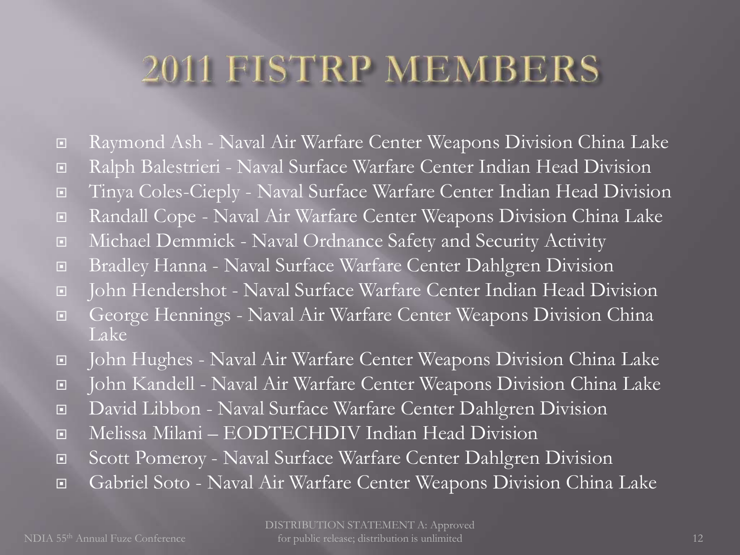# 2011 FISTRP MEMBERS

- Raymond Ash - Naval Air Warfare Center Weapons Division China Lake
- Ralph Balestrieri - Naval Surface Warfare Center Indian Head Division
- Tinya Coles-Cieply - Naval Surface Warfare Center Indian Head Division
- Randall Cope - Naval Air Warfare Center Weapons Division China Lake
- Michael Demmick - Naval Ordnance Safety and Security Activity
- Bradley Hanna - Naval Surface Warfare Center Dahlgren Division
- John Hendershot - Naval Surface Warfare Center Indian Head Division
- George Hennings - Naval Air Warfare Center Weapons Division China Lake
- John Hughes - Naval Air Warfare Center Weapons Division China Lake
- John Kandell - Naval Air Warfare Center Weapons Division China Lake
- David Libbon - Naval Surface Warfare Center Dahlgren Division
- Melissa Milani – EODTECHDIV Indian Head Division
- Scott Pomeroy - Naval Surface Warfare Center Dahlgren Division
- Gabriel Soto - Naval Air Warfare Center Weapons Division China Lake

DISTRIBUTION STATEMENT A: Approved for public release; distribution is unlimited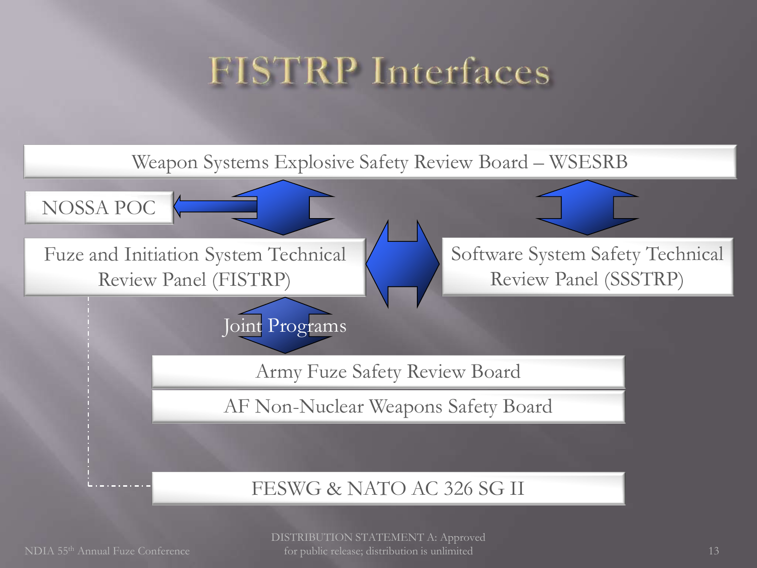# FISTRP Interfaces

Weapon Systems Explosive Safety Review Board – WSESRB

NOSSA POC

Fuze and Initiation System Technical Review Panel (FISTRP)

Software System Safety Technical Review Panel (SSSTRP)

Joint Programs

Army Fuze Safety Review Board

AF Non-Nuclear Weapons Safety Board

FESWG & NATO AC 326 SG II

DISTRIBUTION STATEMENT A: Approved for public release; distribution is unlimited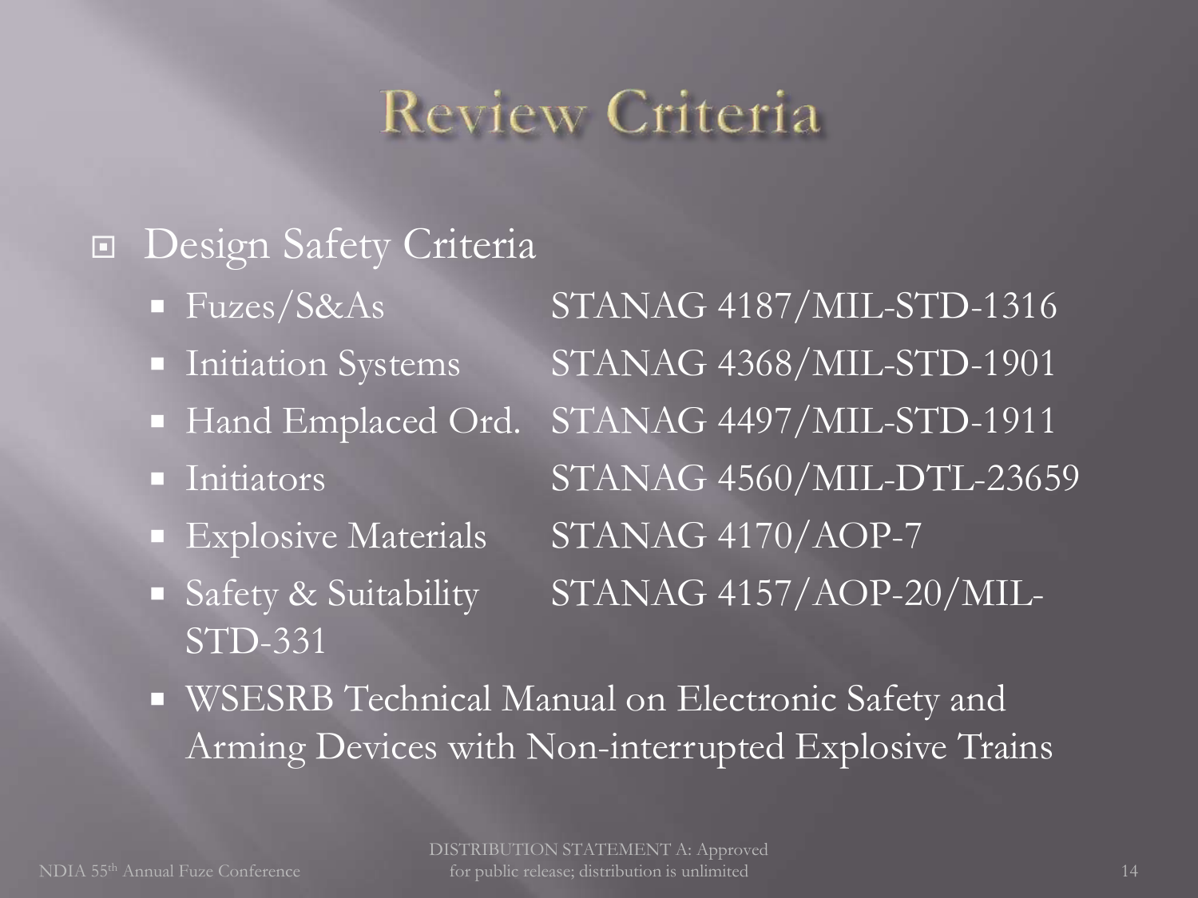# Review Criteria

- Design Safety Criteria
  - Fuzes/S&As STANAG 4187/MIL-STD-1316
  - Initiation Systems STANAG 4368/MIL-STD-1901
  - Hand Emplaced Ord. STANAG 4497/MIL-STD-1911
  - Initiators STANAG 4560/MIL-DTL-23659
  - Explosive Materials STANAG 4170/AOP-7
  - Safety & Suitability STANAG 4157/AOP-20/MIL-STD-331
  - WSESRB Technical Manual on Electronic Safety and Arming Devices with Non-interrupted Explosive Trains

DISTRIBUTION STATEMENT A: Approved for public release; distribution is unlimited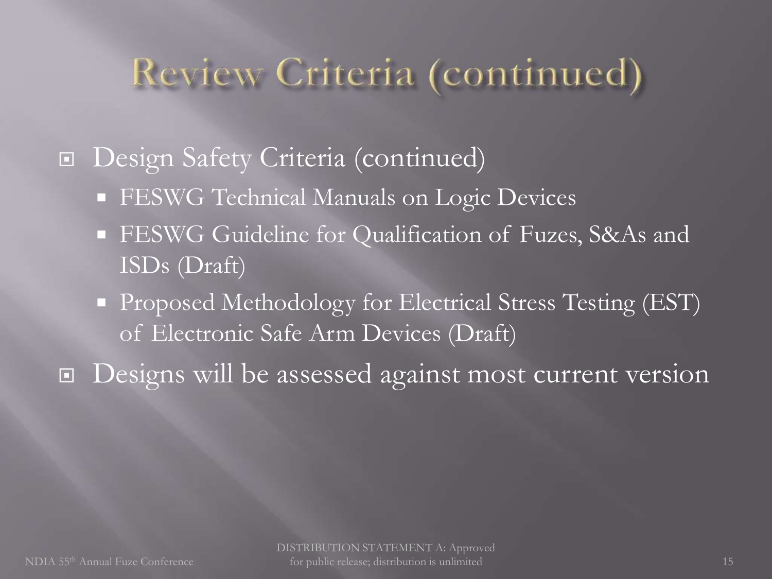# Review Criteria (continued)

- Design Safety Criteria (continued)
  - FESWG Technical Manuals on Logic Devices
  - FESWG Guideline for Qualification of Fuzes, S&As and ISDs (Draft)
  - Proposed Methodology for Electrical Stress Testing (EST) of Electronic Safe Arm Devices (Draft)
- Designs will be assessed against most current version

DISTRIBUTION STATEMENT A: Approved for public release; distribution is unlimited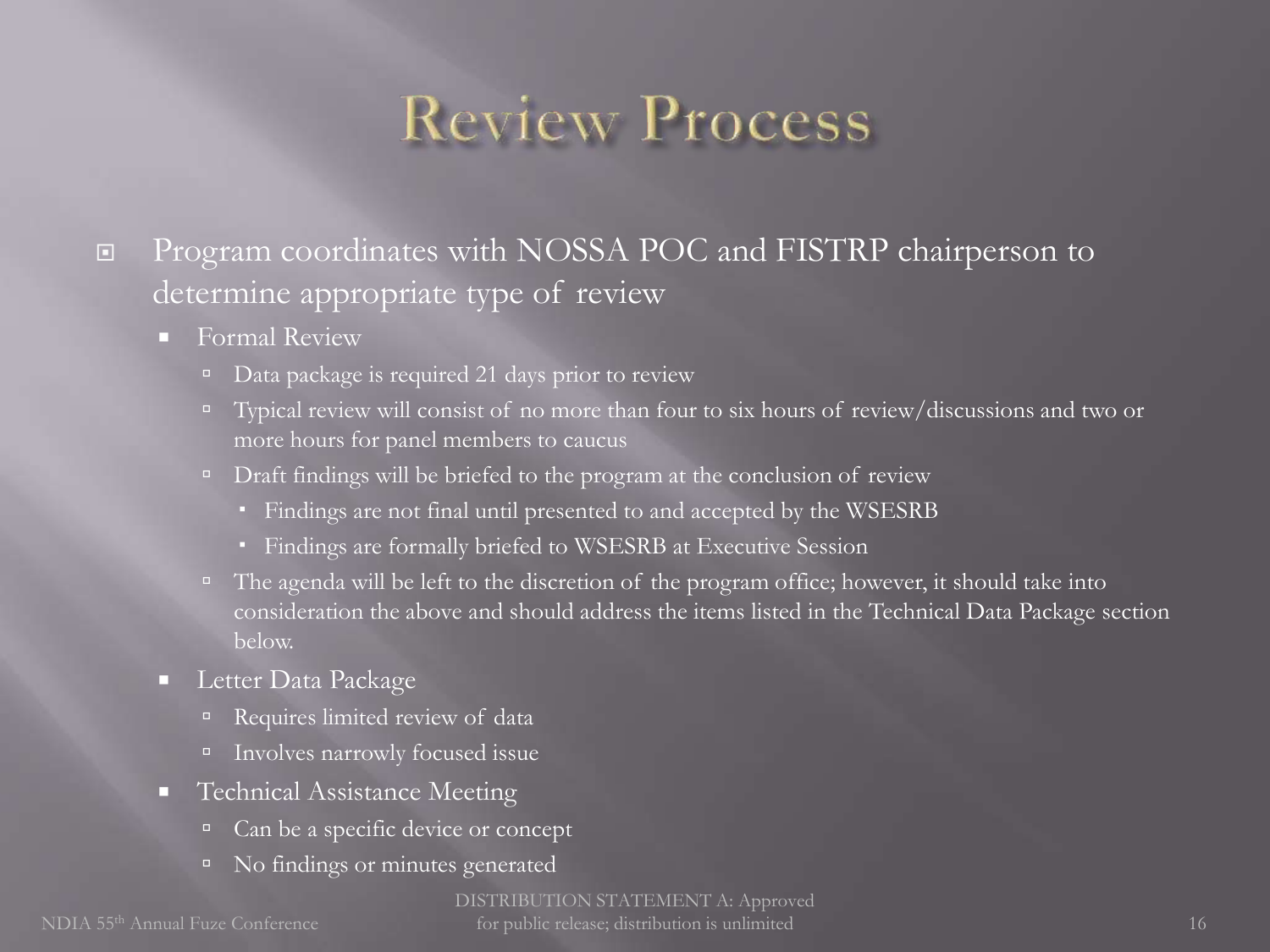# Review Process

- Program coordinates with NOSSA POC and FISTRP chairperson to determine appropriate type of review
  - Formal Review
    - Data package is required 21 days prior to review
    - Typical review will consist of no more than four to six hours of review/discussions and two or more hours for panel members to caucus
    - Draft findings will be briefed to the program at the conclusion of review
      - Findings are not final until presented to and accepted by the WSESRB
      - Findings are formally briefed to WSESRB at Executive Session
    - The agenda will be left to the discretion of the program office; however, it should take into consideration the above and should address the items listed in the Technical Data Package section below.
  - Letter Data Package
    - Requires limited review of data
    - Involves narrowly focused issue
  - Technical Assistance Meeting
    - Can be a specific device or concept
    - No findings or minutes generated

DISTRIBUTION STATEMENT A: Approved for public release; distribution is unlimited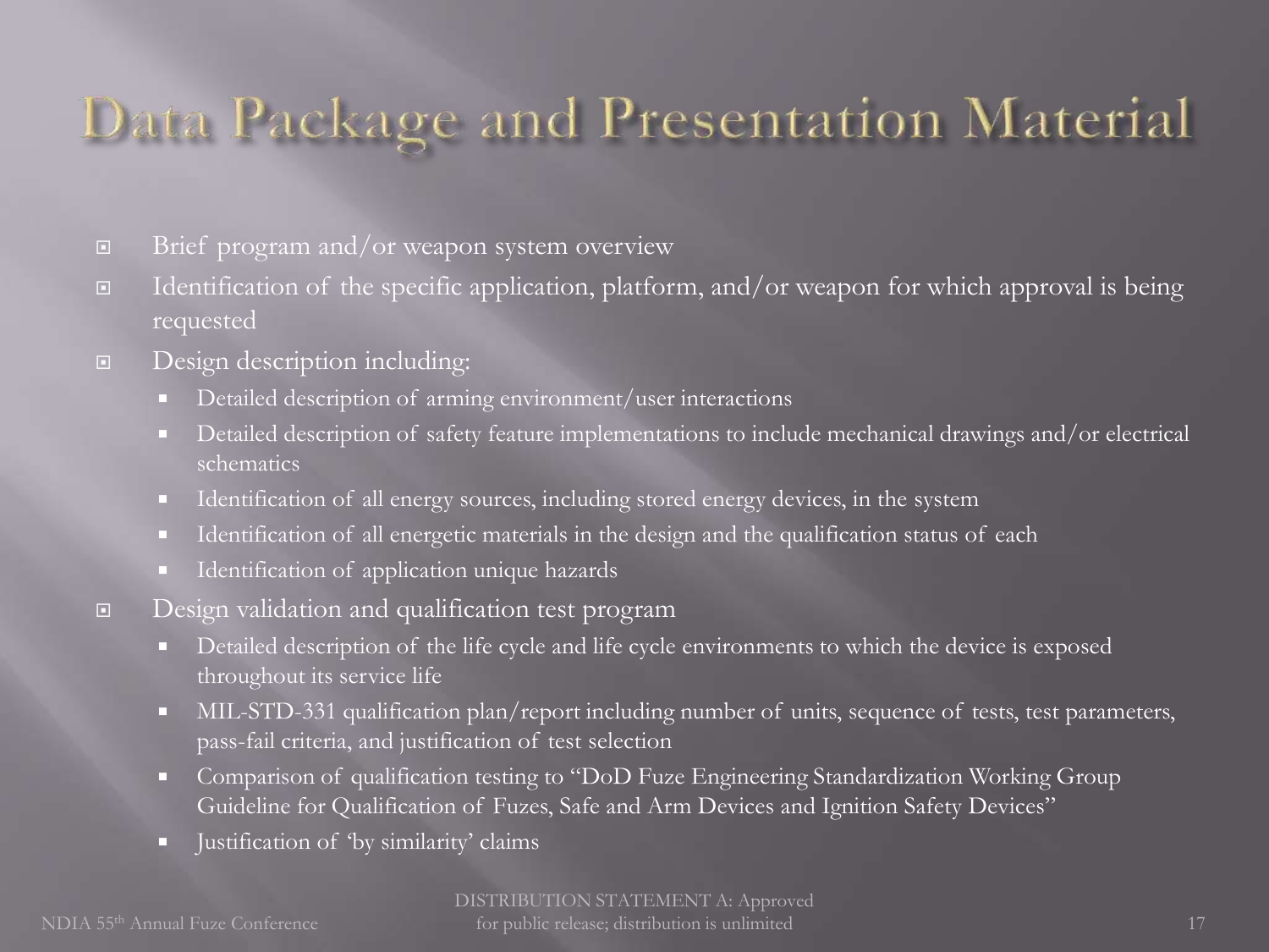# Data Package and Presentation Material

- Brief program and/or weapon system overview
- Identification of the specific application, platform, and/or weapon for which approval is being requested
- Design description including:
  - Detailed description of arming environment/user interactions
  - Detailed description of safety feature implementations to include mechanical drawings and/or electrical schematics
  - Identification of all energy sources, including stored energy devices, in the system
  - Identification of all energetic materials in the design and the qualification status of each
  - Identification of application unique hazards
- Design validation and qualification test program
  - Detailed description of the life cycle and life cycle environments to which the device is exposed throughout its service life
  - MIL-STD-331 qualification plan/report including number of units, sequence of tests, test parameters, pass-fail criteria, and justification of test selection
  - Comparison of qualification testing to "DoD Fuze Engineering Standardization Working Group Guideline for Qualification of Fuzes, Safe and Arm Devices and Ignition Safety Devices"
  - Justification of 'by similarity' claims

DISTRIBUTION STATEMENT A: Approved for public release; distribution is unlimited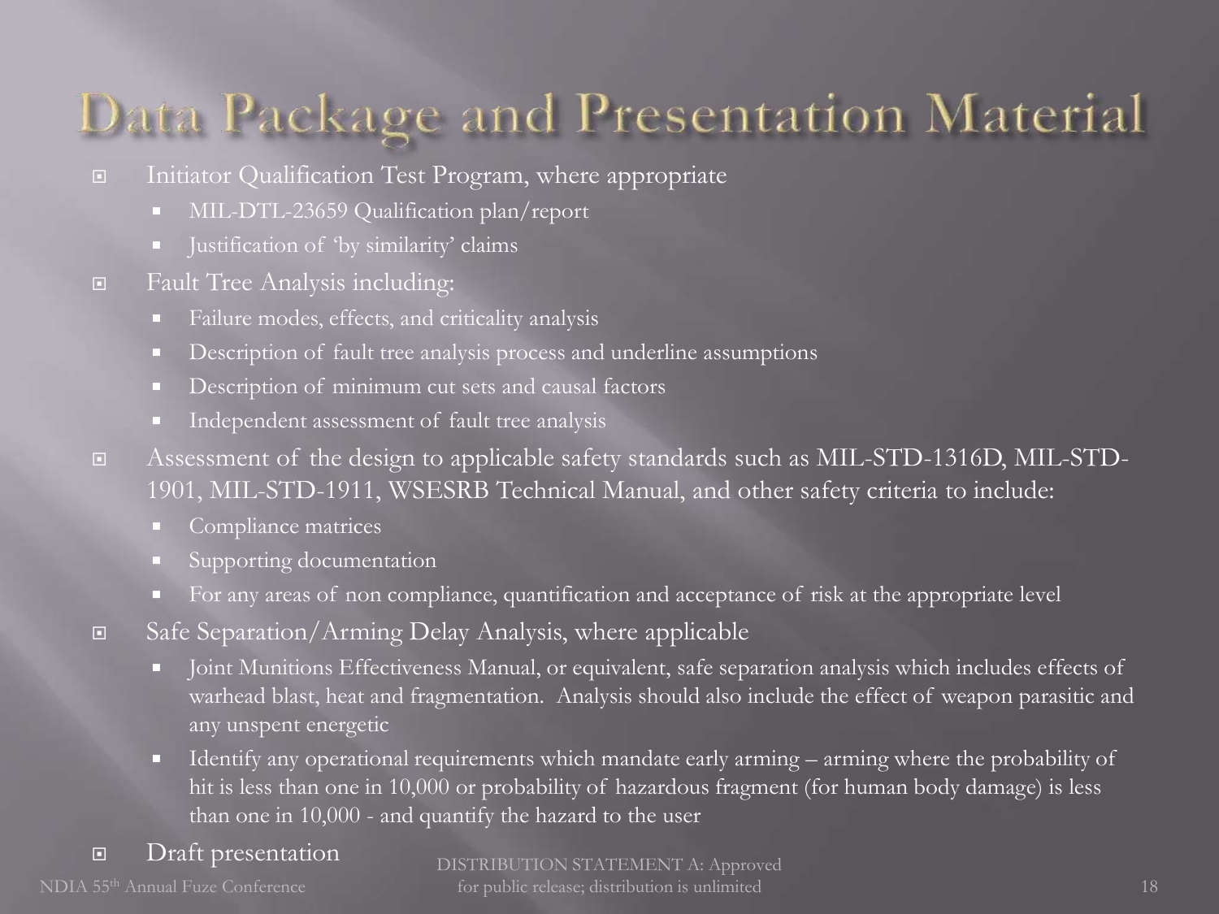# Data Package and Presentation Material

- Initiator Qualification Test Program, where appropriate
  - MIL-DTL-23659 Qualification plan/report
  - Justification of 'by similarity' claims
- Fault Tree Analysis including:
  - Failure modes, effects, and criticality analysis
  - Description of fault tree analysis process and underline assumptions
  - Description of minimum cut sets and causal factors
  - Independent assessment of fault tree analysis
- Assessment of the design to applicable safety standards such as MIL-STD-1316D, MIL-STD-1901, MIL-STD-1911, WSESRB Technical Manual, and other safety criteria to include:
  - Compliance matrices
  - Supporting documentation
  - For any areas of non compliance, quantification and acceptance of risk at the appropriate level
- Safe Separation/Arming Delay Analysis, where applicable
  - Joint Munitions Effectiveness Manual, or equivalent, safe separation analysis which includes effects of warhead blast, heat and fragmentation. Analysis should also include the effect of weapon parasitic and any unspent energetic
  - Identify any operational requirements which mandate early arming – arming where the probability of hit is less than one in 10,000 or probability of hazardous fragment (for human body damage) is less than one in 10,000 - and quantify the hazard to the user
- Draft presentation

DISTRIBUTION STATEMENT A: Approved for public release; distribution is unlimited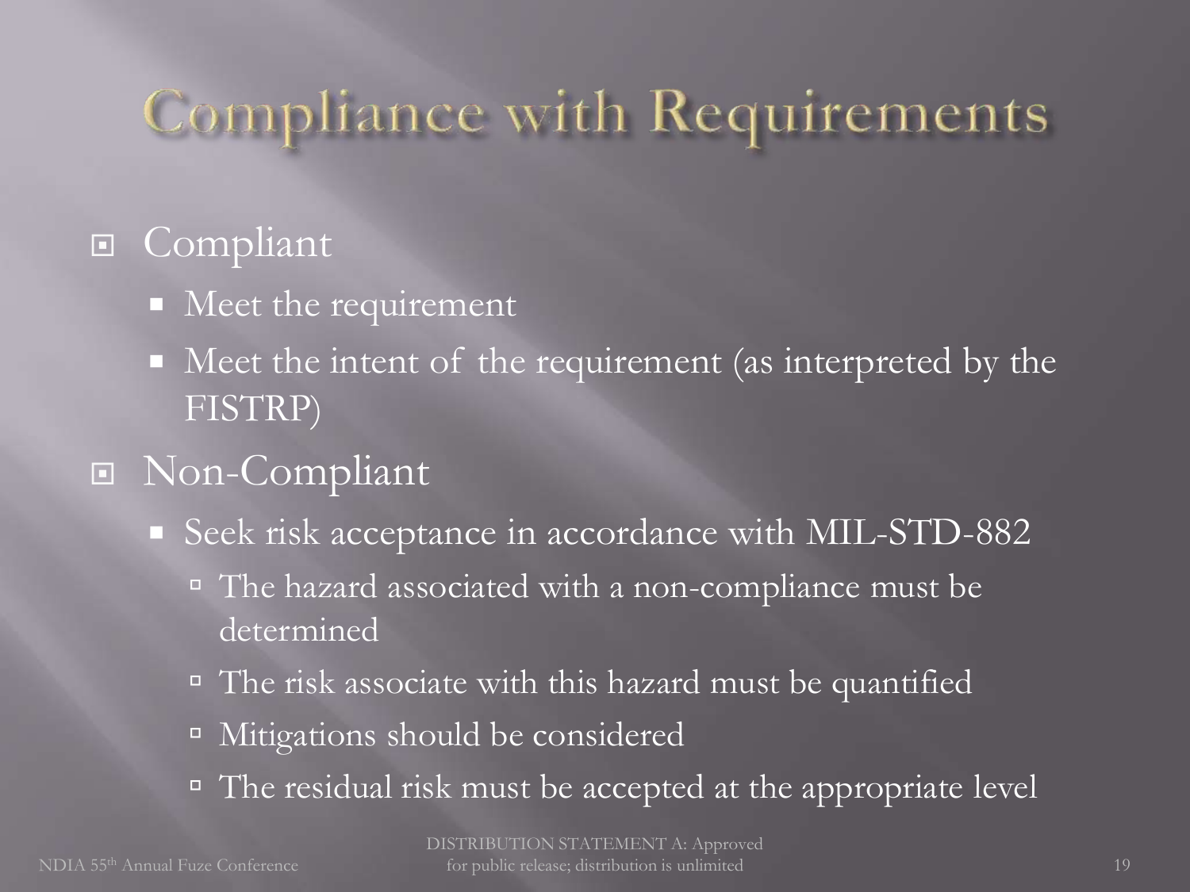# Compliance with Requirements

- Compliant
  - Meet the requirement
  - Meet the intent of the requirement (as interpreted by the FISTRP)
- Non-Compliant
  - Seek risk acceptance in accordance with MIL-STD-882
    - The hazard associated with a non-compliance must be determined
    - The risk associate with this hazard must be quantified
    - Mitigations should be considered
    - The residual risk must be accepted at the appropriate level

DISTRIBUTION STATEMENT A: Approved for public release; distribution is unlimited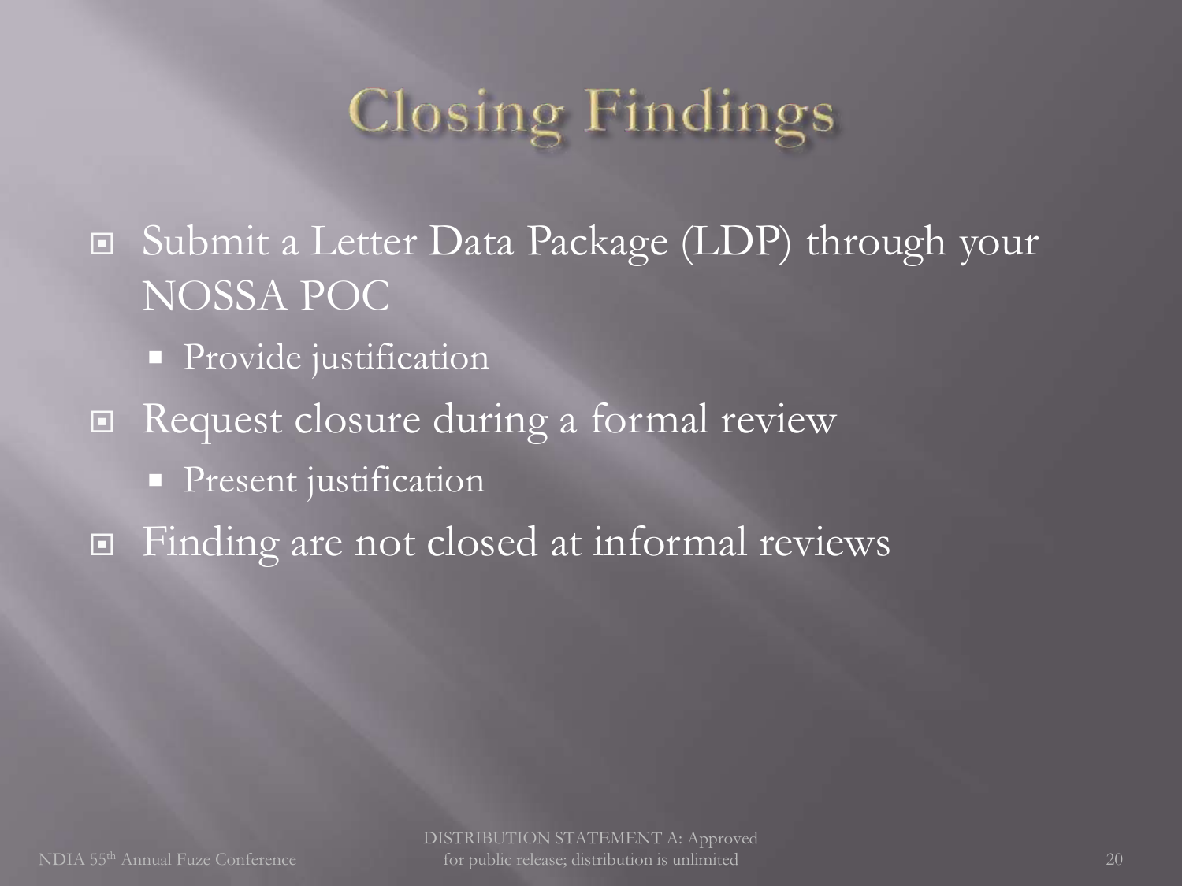# Closing Findings

- Submit a Letter Data Package (LDP) through your NOSSA POC
  - Provide justification
- Request closure during a formal review
  - Present justification
- Finding are not closed at informal reviews

DISTRIBUTION STATEMENT A: Approved for public release; distribution is unlimited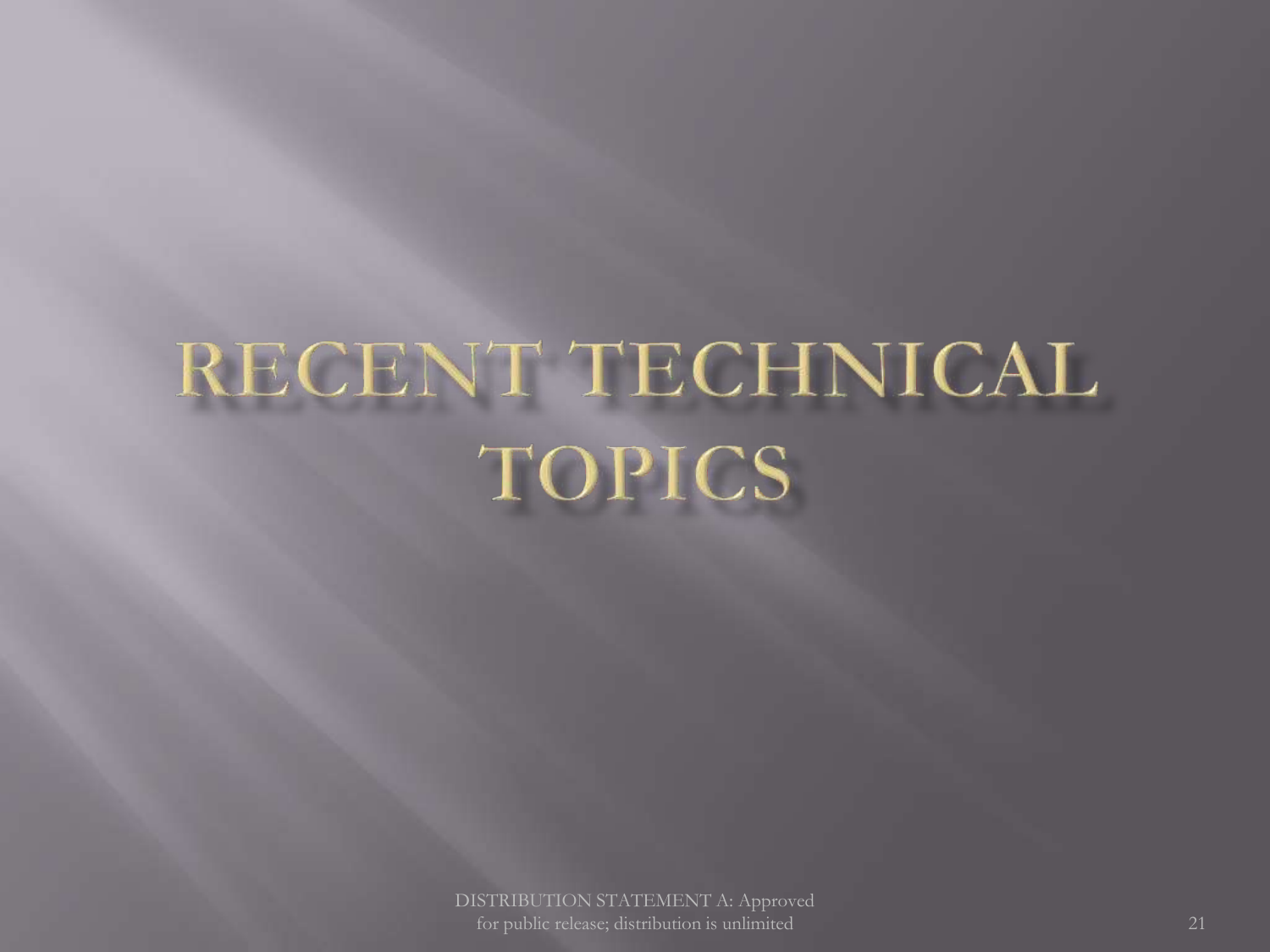# RECENT TECHNICAL TOPICS

DISTRIBUTION STATEMENT A: Approved for public release; distribution is unlimited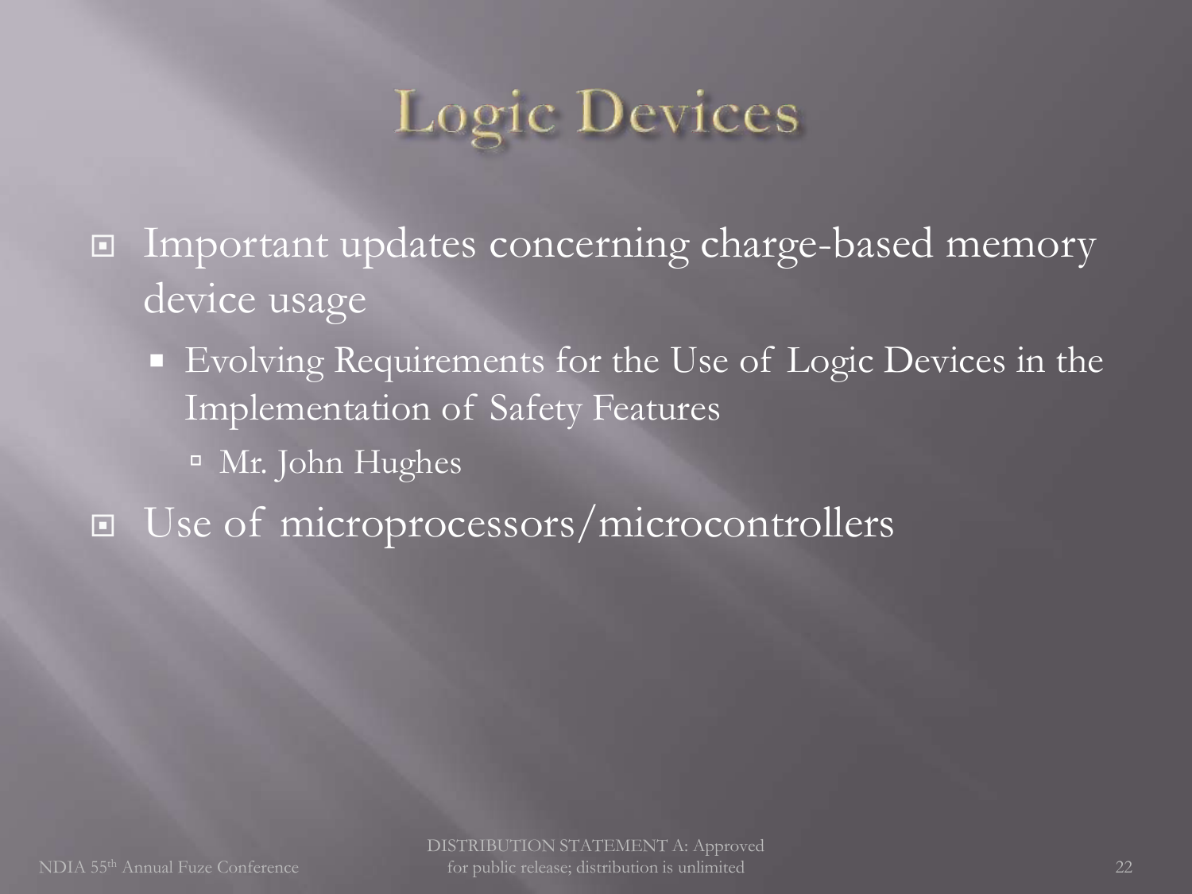# Logic Devices

- Important updates concerning charge-based memory device usage
  - Evolving Requirements for the Use of Logic Devices in the Implementation of Safety Features
    - Mr. John Hughes
- Use of microprocessors/microcontrollers

DISTRIBUTION STATEMENT A: Approved for public release; distribution is unlimited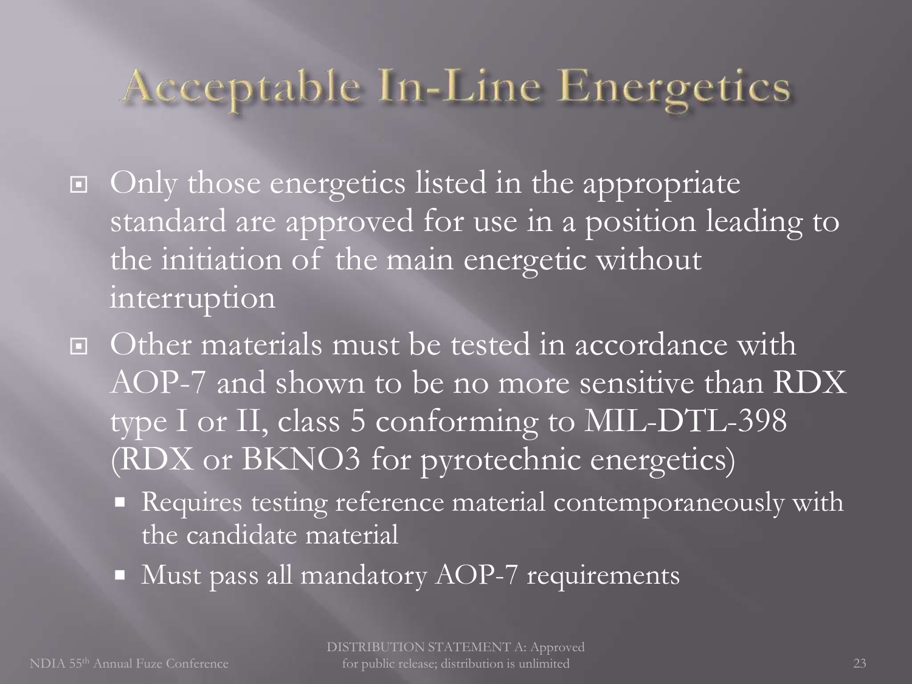# Acceptable In-Line Energetics

- Only those energetics listed in the appropriate standard are approved for use in a position leading to the initiation of the main energetic without interruption
- Other materials must be tested in accordance with AOP-7 and shown to be no more sensitive than RDX type I or II, class 5 conforming to MIL-DTL-398 (RDX or BKNO3 for pyrotechnic energetics)
  - Requires testing reference material contemporaneously with the candidate material
  - Must pass all mandatory AOP-7 requirements

DISTRIBUTION STATEMENT A: Approved for public release; distribution is unlimited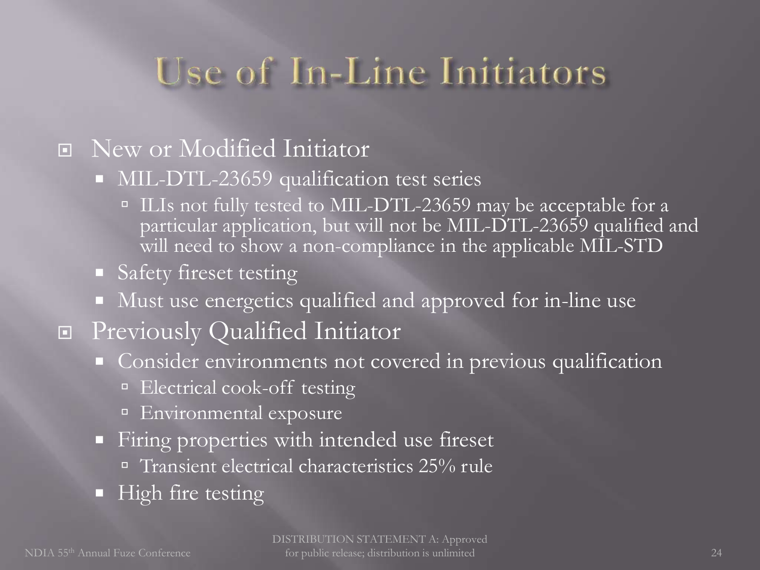# Use of In-Line Initiators

- New or Modified Initiator
  - MIL-DTL-23659 qualification test series
    - ILIs not fully tested to MIL-DTL-23659 may be acceptable for a particular application, but will not be MIL-DTL-23659 qualified and will need to show a non-compliance in the applicable MIL-STD
  - Safety fireset testing
  - Must use energetics qualified and approved for in-line use
- Previously Qualified Initiator
  - Consider environments not covered in previous qualification
    - Electrical cook-off testing
    - Environmental exposure
  - Firing properties with intended use fireset
    - Transient electrical characteristics 25% rule
  - High fire testing

DISTRIBUTION STATEMENT A: Approved for public release; distribution is unlimited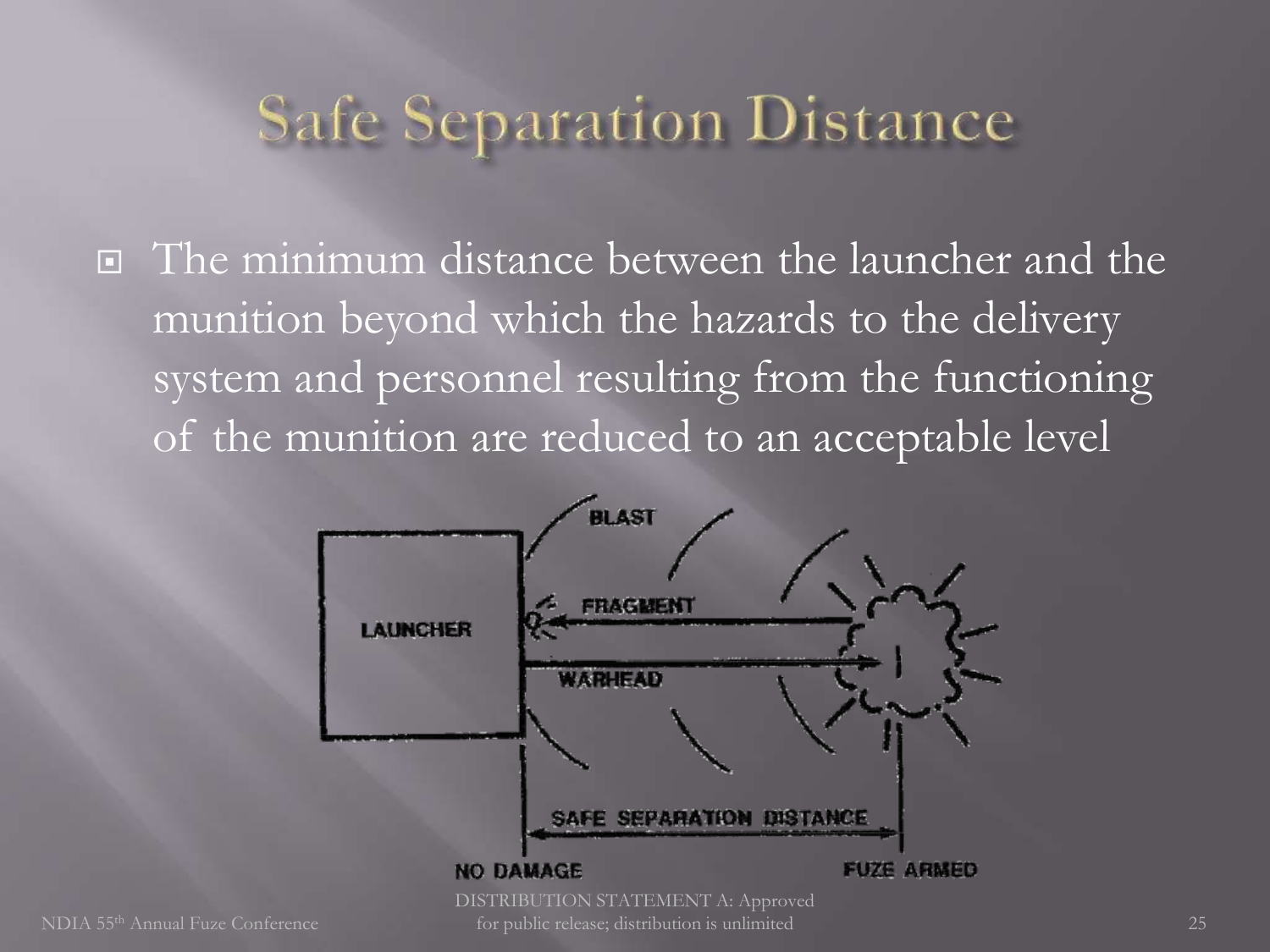# Safe Separation Distance

- The minimum distance between the launcher and the munition beyond which the hazards to the delivery system and personnel resulting from the functioning of the munition are reduced to an acceptable level

BLAST

FRAGMENT

LAUNCHER

WARHEAD

SAFE SEPARATION DISTANCE

NO DAMAGE

FUZE ARMED

DISTRIBUTION STATEMENT A: Approved for public release; distribution is unlimited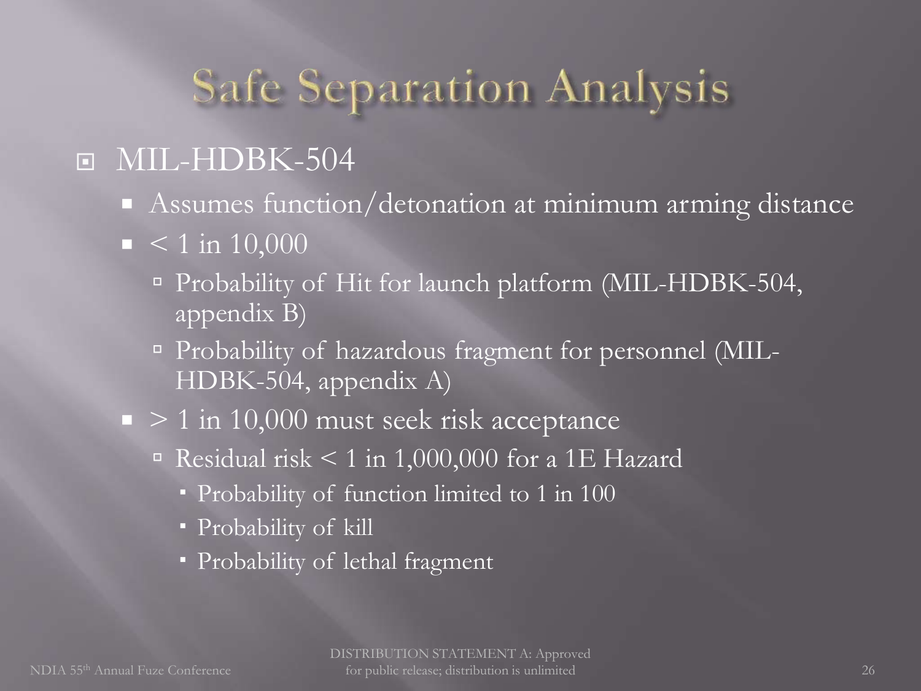# Safe Separation Analysis

- MIL-HDBK-504
  - Assumes function/detonation at minimum arming distance
  - < 1 in 10,000
    - Probability of Hit for launch platform (MIL-HDBK-504, appendix B)
    - Probability of hazardous fragment for personnel (MIL-HDBK-504, appendix A)
  - > 1 in 10,000 must seek risk acceptance
    - Residual risk < 1 in 1,000,000 for a 1E Hazard
      - Probability of function limited to 1 in 100
      - Probability of kill
      - Probability of lethal fragment

DISTRIBUTION STATEMENT A: Approved for public release; distribution is unlimited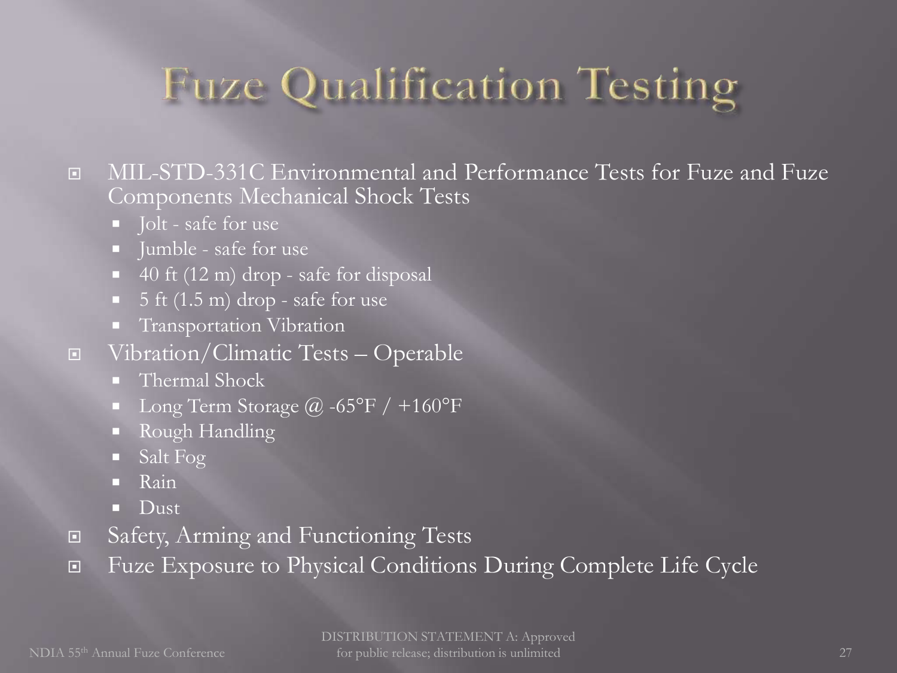# Fuze Qualification Testing

- MIL-STD-331C Environmental and Performance Tests for Fuze and Fuze Components Mechanical Shock Tests
  - Jolt - safe for use
  - Jumble - safe for use
  - 40 ft (12 m) drop - safe for disposal
  - 5 ft (1.5 m) drop - safe for use
  - Transportation Vibration
- Vibration/Climatic Tests – Operable
  - Thermal Shock
  - Long Term Storage @ -65°F / +160°F
  - Rough Handling
  - Salt Fog
  - Rain
  - Dust
- Safety, Arming and Functioning Tests
- Fuze Exposure to Physical Conditions During Complete Life Cycle

DISTRIBUTION STATEMENT A: Approved for public release; distribution is unlimited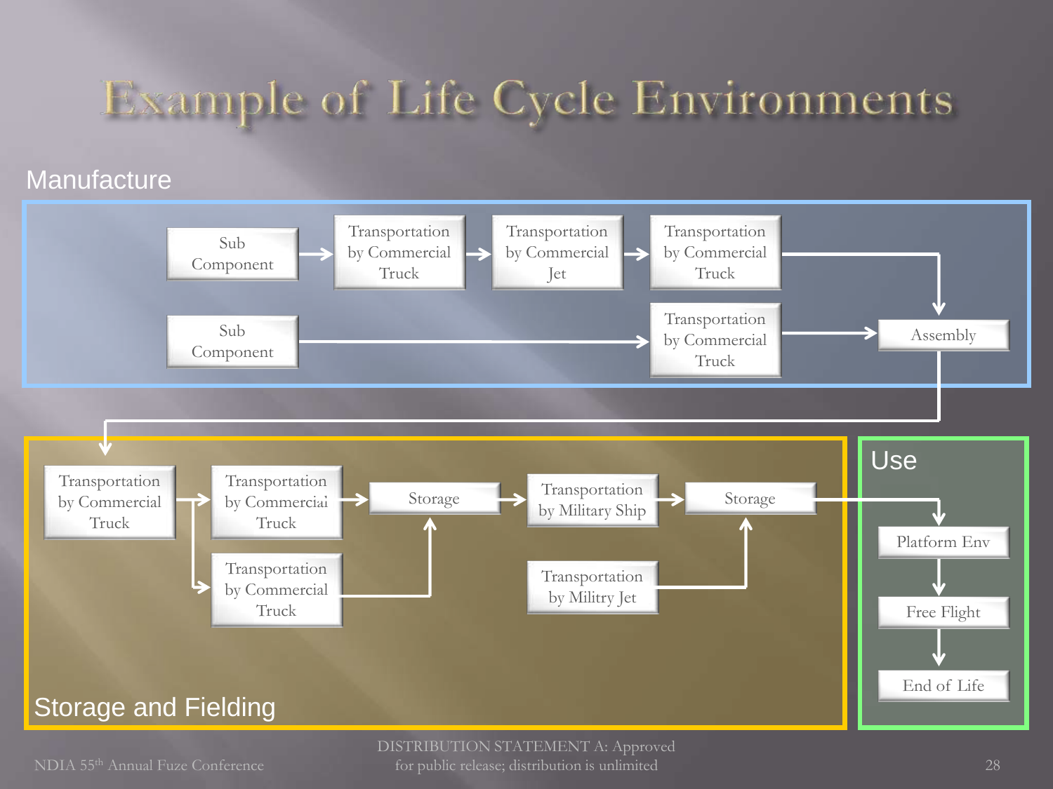# Example of Life Cycle Environments

## Manufacture

- Sub Component → Transportation by Commercial Truck → Transportation by Commercial Jet → Transportation by Commercial Truck → Assembly
- Sub Component → Transportation by Commercial Truck → Assembly

## Storage and Fielding

- Transportation by Commercial Truck → Transportation by Commercial Truck → Storage
- Transportation by Commercial Truck → Transportation by Commercial Truck → Storage
- Storage → Transportation by Military Ship → Storage
- Transportation by Militry Jet → Storage

## Use

- Platform Env → Free Flight → End of Life

NDIA 55th Annual Fuze Conference

DISTRIBUTION STATEMENT A: Approved for public release; distribution is unlimited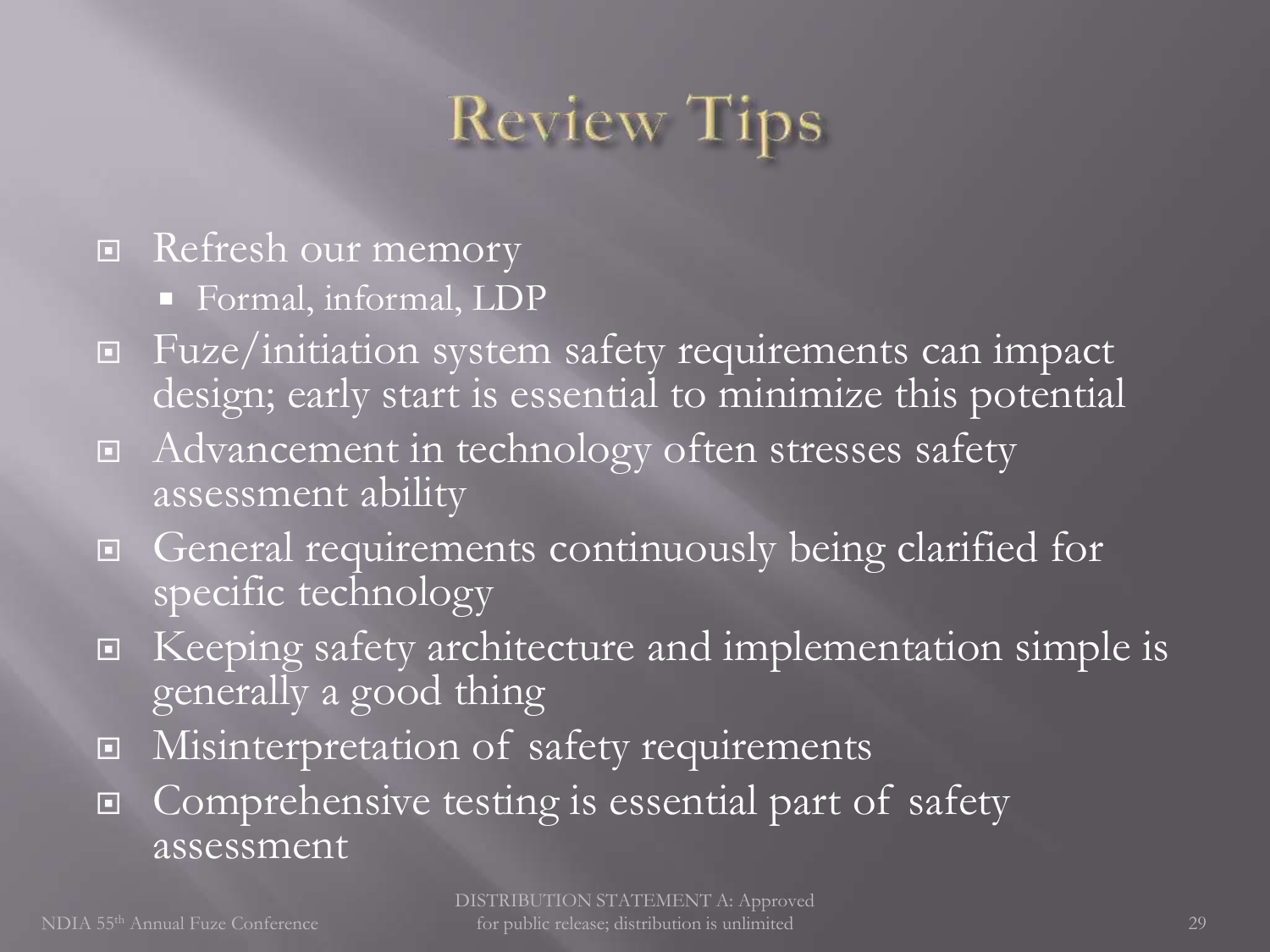# Review Tips

- Refresh our memory
  - Formal, informal, LDP
- Fuze/initiation system safety requirements can impact design; early start is essential to minimize this potential
- Advancement in technology often stresses safety assessment ability
- General requirements continuously being clarified for specific technology
- Keeping safety architecture and implementation simple is generally a good thing
- Misinterpretation of safety requirements
- Comprehensive testing is essential part of safety assessment

DISTRIBUTION STATEMENT A: Approved for public release; distribution is unlimited